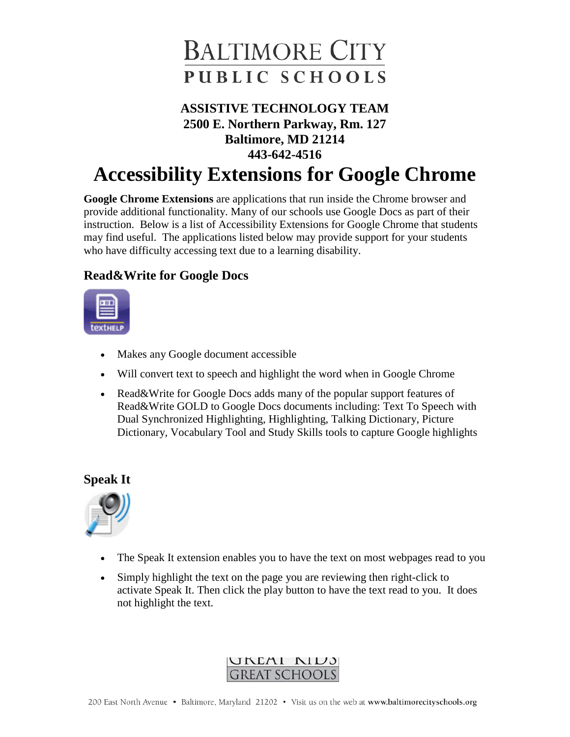# BALTIMORE CITY PUBLIC SCHOOLS

**ASSISTIVE TECHNOLOGY TEAM**
**2500 E. Northern Parkway, Rm. 127**
**Baltimore, MD 21214**
**443-642-4516**

# Accessibility Extensions for Google Chrome

**Google Chrome Extensions** are applications that run inside the Chrome browser and provide additional functionality. Many of our schools use Google Docs as part of their instruction. Below is a list of Accessibility Extensions for Google Chrome that students may find useful. The applications listed below may provide support for your students who have difficulty accessing text due to a learning disability.

## Read&Write for Google Docs

- Makes any Google document accessible
- Will convert text to speech and highlight the word when in Google Chrome
- Read&Write for Google Docs adds many of the popular support features of Read&Write GOLD to Google Docs documents including: Text To Speech with Dual Synchronized Highlighting, Highlighting, Talking Dictionary, Picture Dictionary, Vocabulary Tool and Study Skills tools to capture Google highlights

## Speak It

- The Speak It extension enables you to have the text on most webpages read to you
- Simply highlight the text on the page you are reviewing then right-click to activate Speak It. Then click the play button to have the text read to you. It does not highlight the text.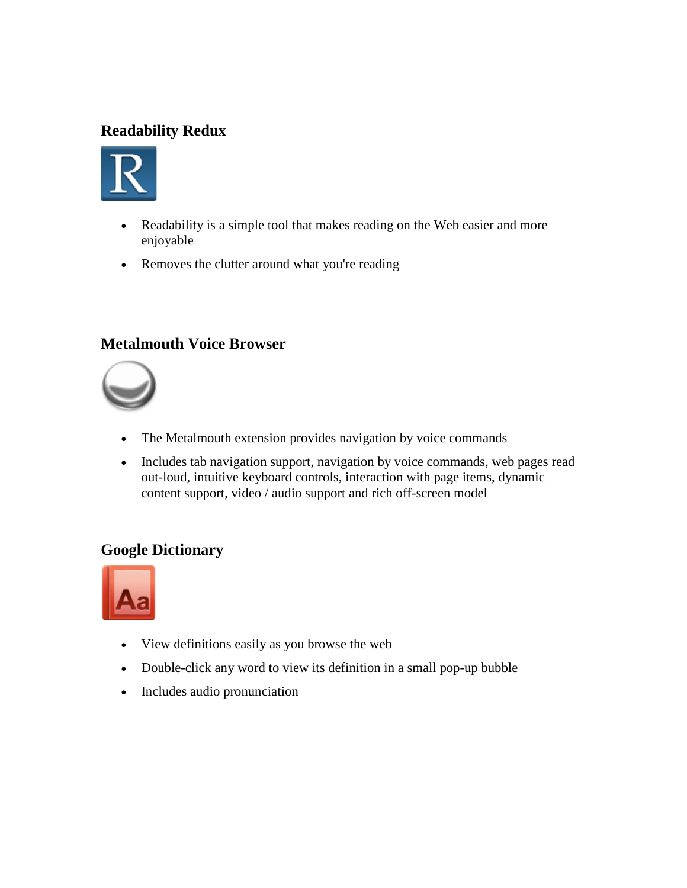### Readability Redux

- Readability is a simple tool that makes reading on the Web easier and more enjoyable
- Removes the clutter around what you're reading

### Metalmouth Voice Browser

- The Metalmouth extension provides navigation by voice commands
- Includes tab navigation support, navigation by voice commands, web pages read out-loud, intuitive keyboard controls, interaction with page items, dynamic content support, video / audio support and rich off-screen model

### Google Dictionary

- View definitions easily as you browse the web
- Double-click any word to view its definition in a small pop-up bubble
- Includes audio pronunciation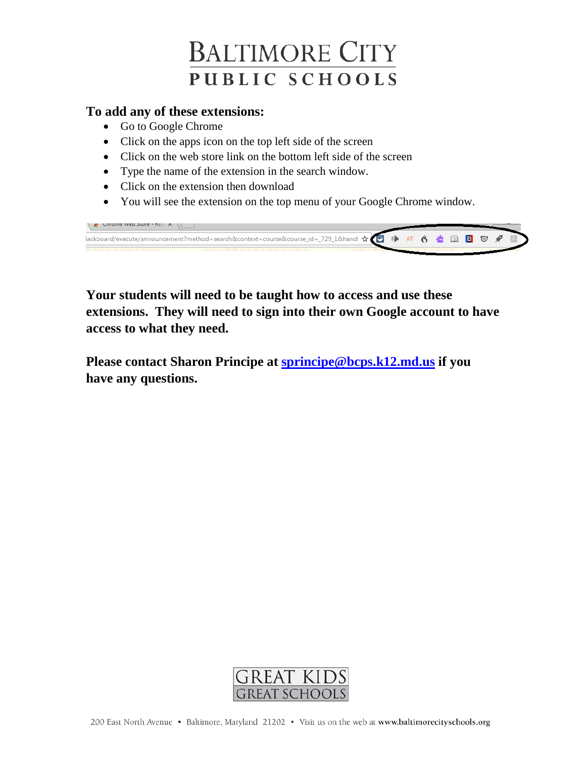# Baltimore City Public Schools

**To add any of these extensions:**

- Go to Google Chrome
- Click on the apps icon on the top left side of the screen
- Click on the web store link on the bottom left side of the screen
- Type the name of the extension in the search window.
- Click on the extension then download
- You will see the extension on the top menu of your Google Chrome window.

**Your students will need to be taught how to access and use these extensions. They will need to sign into their own Google account to have access to what they need.**

**Please contact Sharon Principe at [sprincipe@bcps.k12.md.us](mailto:sprincipe@bcps.k12.md.us) if you have any questions.**

GREAT KIDS GREAT SCHOOLS

200 East North Avenue • Baltimore, Maryland 21202 • Visit us on the web at **www.baltimorecityschools.org**